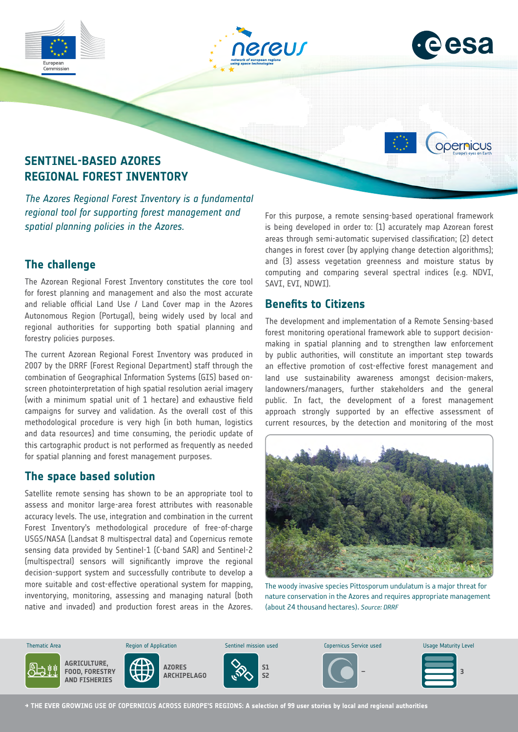# SENTINEL-BASED AZORES REGIONAL FOREST INVENTORY

*The Azores Regional Forest Inventory is a fundamental regional tool for supporting forest management and spatial planning policies in the Azores.*

## The challenge

The Azorean Regional Forest Inventory constitutes the core tool for forest planning and management and also the most accurate and reliable official Land Use / Land Cover map in the Azores Autonomous Region (Portugal), being widely used by local and regional authorities for supporting both spatial planning and forestry policies purposes.

The current Azorean Regional Forest Inventory was produced in 2007 by the DRRF (Forest Regional Department) staff through the combination of Geographical Information Systems (GIS) based on-screen photointerpretation of high spatial resolution aerial imagery (with a minimum spatial unit of 1 hectare) and exhaustive field campaigns for survey and validation. As the overall cost of this methodological procedure is very high (in both human, logistics and data resources) and time consuming, the periodic update of this cartographic product is not performed as frequently as needed for spatial planning and forest management purposes.

## The space based solution

Satellite remote sensing has shown to be an appropriate tool to assess and monitor large-area forest attributes with reasonable accuracy levels. The use, integration and combination in the current Forest Inventory's methodological procedure of free-of-charge USGS/NASA (Landsat 8 multispectral data) and Copernicus remote sensing data provided by Sentinel-1 (C-band SAR) and Sentinel-2 (multispectral) sensors will significantly improve the regional decision-support system and successfully contribute to develop a more suitable and cost-effective operational system for mapping, inventorying, monitoring, assessing and managing natural (both native and invaded) and production forest areas in the Azores.

For this purpose, a remote sensing-based operational framework is being developed in order to: (1) accurately map Azorean forest areas through semi-automatic supervised classification; (2) detect changes in forest cover (by applying change detection algorithms); and (3) assess vegetation greenness and moisture status by computing and comparing several spectral indices (e.g. NDVI, SAVI, EVI, NDWI).

## Benefits to Citizens

The development and implementation of a Remote Sensing-based forest monitoring operational framework able to support decision-making in spatial planning and to strengthen law enforcement by public authorities, will constitute an important step towards an effective promotion of cost-effective forest management and land use sustainability awareness amongst decision-makers, landowners/managers, further stakeholders and the general public. In fact, the development of a forest management approach strongly supported by an effective assessment of current resources, by the detection and monitoring of the most

The woody invasive species Pittosporum undulatum is a major threat for nature conservation in the Azores and requires appropriate management (about 24 thousand hectares). *Source: DRRF*

| Thematic Area | Region of Application | Sentinel mission used | Copernicus Service used | Usage Maturity Level |
|---|---|---|---|---|
| AGRICULTURE, FOOD, FORESTRY AND FISHERIES | AZORES ARCHIPELAGO | S1 S2 | – | 3 |

→ THE EVER GROWING USE OF COPERNICUS ACROSS EUROPE'S REGIONS: A selection of 99 user stories by local and regional authorities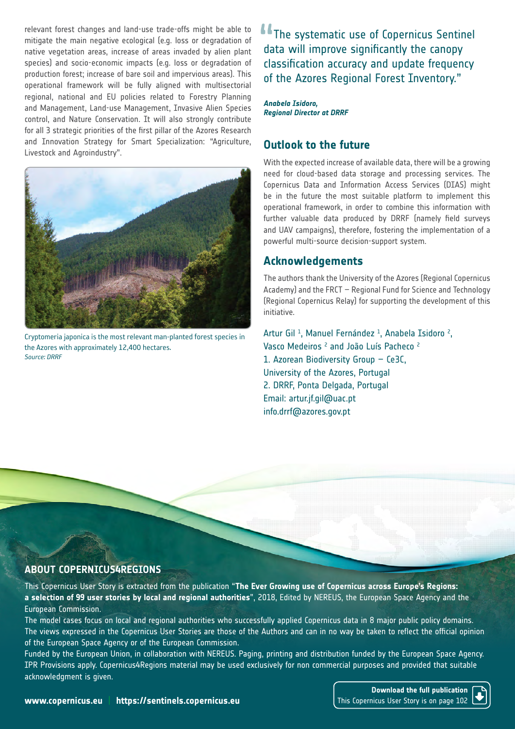relevant forest changes and land-use trade-offs might be able to mitigate the main negative ecological (e.g. loss or degradation of native vegetation areas, increase of areas invaded by alien plant species) and socio-economic impacts (e.g. loss or degradation of production forest; increase of bare soil and impervious areas). This operational framework will be fully aligned with multisectorial regional, national and EU policies related to Forestry Planning and Management, Land-use Management, Invasive Alien Species control, and Nature Conservation. It will also strongly contribute for all 3 strategic priorities of the first pillar of the Azores Research and Innovation Strategy for Smart Specialization: "Agriculture, Livestock and Agroindustry".

Cryptomeria japonica is the most relevant man-planted forest species in the Azores with approximately 12,400 hectares.
*Source: DRRF*

> "The systematic use of Copernicus Sentinel data will improve significantly the canopy classification accuracy and update frequency of the Azores Regional Forest Inventory."
>
> ***Anabela Isidoro, Regional Director at DRRF***

## Outlook to the future

With the expected increase of available data, there will be a growing need for cloud-based data storage and processing services. The Copernicus Data and Information Access Services (DIAS) might be in the future the most suitable platform to implement this operational framework, in order to combine this information with further valuable data produced by DRRF (namely field surveys and UAV campaigns), therefore, fostering the implementation of a powerful multi-source decision-support system.

## Acknowledgements

The authors thank the University of the Azores (Regional Copernicus Academy) and the FRCT – Regional Fund for Science and Technology (Regional Copernicus Relay) for supporting the development of this initiative.

Artur Gil [1], Manuel Fernández [1], Anabela Isidoro [2], Vasco Medeiros [2] and João Luís Pacheco [2]
1. Azorean Biodiversity Group – Ce3C, University of the Azores, Portugal
2. DRRF, Ponta Delgada, Portugal
Email: artur.jf.gil@uac.pt
info.drrf@azores.gov.pt

## ABOUT COPERNICUS4REGIONS

This Copernicus User Story is extracted from the publication "**The Ever Growing use of Copernicus across Europe's Regions: a selection of 99 user stories by local and regional authorities**", 2018, Edited by NEREUS, the European Space Agency and the European Commission.

The model cases focus on local and regional authorities who successfully applied Copernicus data in 8 major public policy domains. The views expressed in the Copernicus User Stories are those of the Authors and can in no way be taken to reflect the official opinion of the European Space Agency or of the European Commission.

Funded by the European Union, in collaboration with NEREUS. Paging, printing and distribution funded by the European Space Agency. IPR Provisions apply. Copernicus4Regions material may be used exclusively for non commercial purposes and provided that suitable acknowledgment is given.

**www.copernicus.eu** | **https://sentinels.copernicus.eu**

**Download the full publication**
This Copernicus User Story is on page 102